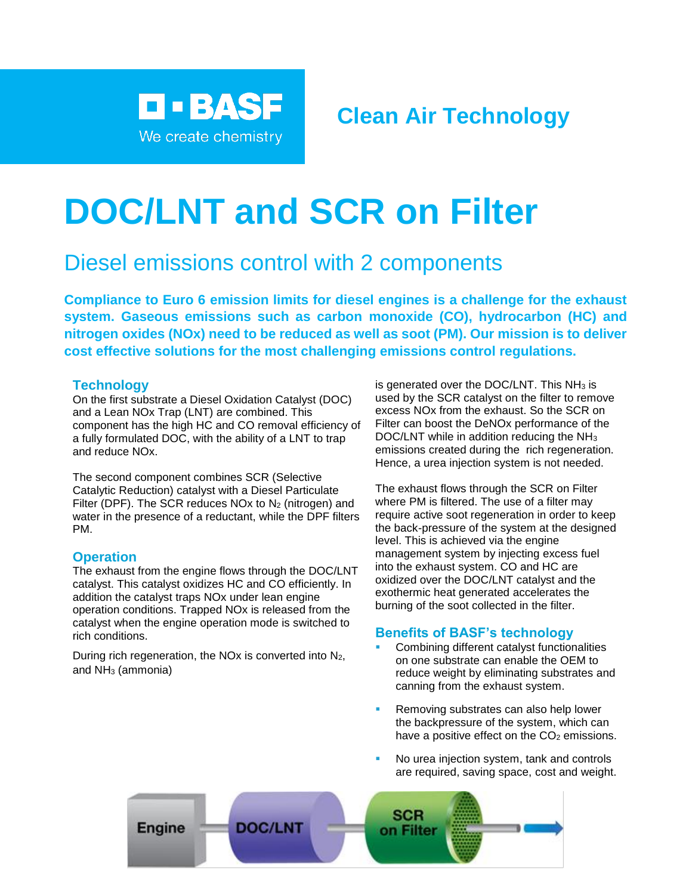BASF
We create chemistry

Clean Air Technology

# DOC/LNT and SCR on Filter

## Diesel emissions control with 2 components

**Compliance to Euro 6 emission limits for diesel engines is a challenge for the exhaust system. Gaseous emissions such as carbon monoxide (CO), hydrocarbon (HC) and nitrogen oxides (NOx) need to be reduced as well as soot (PM). Our mission is to deliver cost effective solutions for the most challenging emissions control regulations.**

### Technology

On the first substrate a Diesel Oxidation Catalyst (DOC) and a Lean NOx Trap (LNT) are combined. This component has the high HC and CO removal efficiency of a fully formulated DOC, with the ability of a LNT to trap and reduce NOx.

The second component combines SCR (Selective Catalytic Reduction) catalyst with a Diesel Particulate Filter (DPF). The SCR reduces NOx to $N_2$ (nitrogen) and water in the presence of a reductant, while the DPF filters PM.

### Operation

The exhaust from the engine flows through the DOC/LNT catalyst. This catalyst oxidizes HC and CO efficiently. In addition the catalyst traps NOx under lean engine operation conditions. Trapped NOx is released from the catalyst when the engine operation mode is switched to rich conditions.

During rich regeneration, the NOx is converted into $N_2$, and $NH_3$ (ammonia) is generated over the DOC/LNT. This $NH_3$ is used by the SCR catalyst on the filter to remove excess NOx from the exhaust. So the SCR on Filter can boost the DeNOx performance of the DOC/LNT while in addition reducing the $NH_3$ emissions created during the rich regeneration. Hence, a urea injection system is not needed.

The exhaust flows through the SCR on Filter where PM is filtered. The use of a filter may require active soot regeneration in order to keep the back-pressure of the system at the designed level. This is achieved via the engine management system by injecting excess fuel into the exhaust system. CO and HC are oxidized over the DOC/LNT catalyst and the exothermic heat generated accelerates the burning of the soot collected in the filter.

### Benefits of BASF's technology

- Combining different catalyst functionalities on one substrate can enable the OEM to reduce weight by eliminating substrates and canning from the exhaust system.
- Removing substrates can also help lower the backpressure of the system, which can have a positive effect on the $CO_2$ emissions.
- No urea injection system, tank and controls are required, saving space, cost and weight.

Engine → DOC/LNT → SCR on Filter →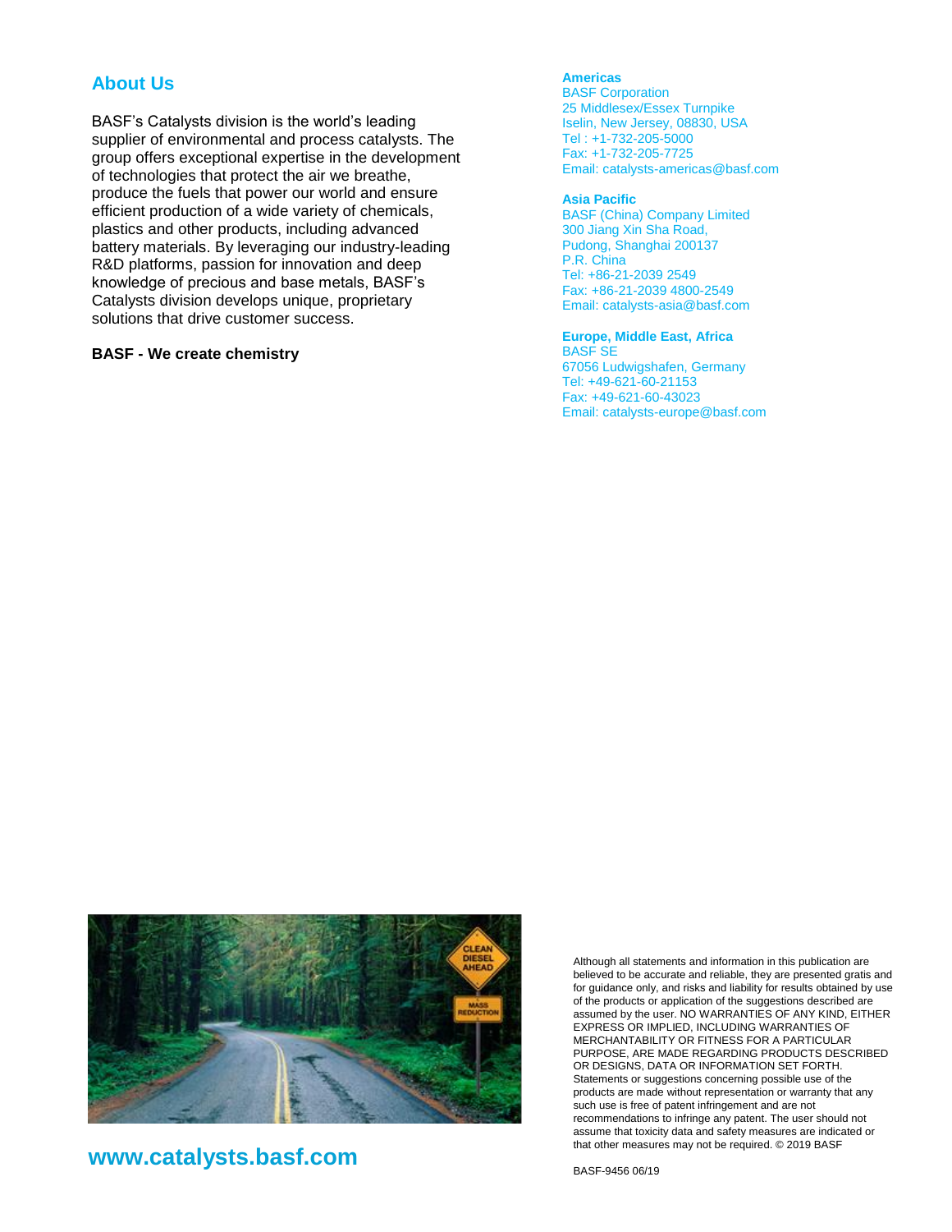## About Us

BASF's Catalysts division is the world's leading supplier of environmental and process catalysts. The group offers exceptional expertise in the development of technologies that protect the air we breathe, produce the fuels that power our world and ensure efficient production of a wide variety of chemicals, plastics and other products, including advanced battery materials. By leveraging our industry-leading R&D platforms, passion for innovation and deep knowledge of precious and base metals, BASF's Catalysts division develops unique, proprietary solutions that drive customer success.

**BASF - We create chemistry**

**Americas**
BASF Corporation
25 Middlesex/Essex Turnpike
Iselin, New Jersey, 08830, USA
Tel : +1-732-205-5000
Fax: +1-732-205-7725
Email: catalysts-americas@basf.com

**Asia Pacific**
BASF (China) Company Limited
300 Jiang Xin Sha Road,
Pudong, Shanghai 200137
P.R. China
Tel: +86-21-2039 2549
Fax: +86-21-2039 4800-2549
Email: catalysts-asia@basf.com

**Europe, Middle East, Africa**
BASF SE
67056 Ludwigshafen, Germany
Tel: +49-621-60-21153
Fax: +49-621-60-43023
Email: catalysts-europe@basf.com

**www.catalysts.basf.com**

Although all statements and information in this publication are believed to be accurate and reliable, they are presented gratis and for guidance only, and risks and liability for results obtained by use of the products or application of the suggestions described are assumed by the user. NO WARRANTIES OF ANY KIND, EITHER EXPRESS OR IMPLIED, INCLUDING WARRANTIES OF MERCHANTABILITY OR FITNESS FOR A PARTICULAR PURPOSE, ARE MADE REGARDING PRODUCTS DESCRIBED OR DESIGNS, DATA OR INFORMATION SET FORTH. Statements or suggestions concerning possible use of the products are made without representation or warranty that any such use is free of patent infringement and are not recommendations to infringe any patent. The user should not assume that toxicity data and safety measures are indicated or that other measures may not be required. © 2019 BASF

BASF-9456 06/19